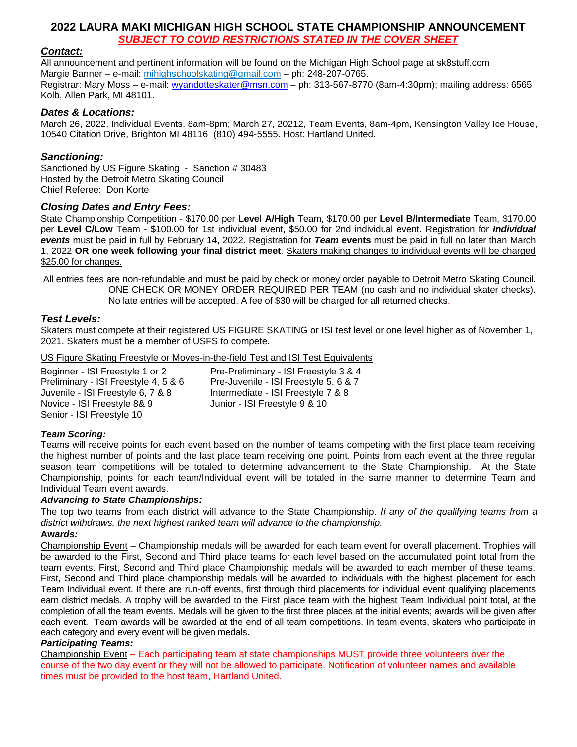# 2022 LAURA MAKI MICHIGAN HIGH SCHOOL STATE CHAMPIONSHIP ANNOUNCEMENT

***SUBJECT TO COVID RESTRICTIONS STATED IN THE COVER SHEET***

### *Contact:*

All announcement and pertinent information will be found on the Michigan High School page at sk8stuff.com
Margie Banner – e-mail: mihighschoolskating@gmail.com – ph: 248-207-0765.
Registrar: Mary Moss – e-mail: wyandotteskater@msn.com – ph: 313-567-8770 (8am-4:30pm); mailing address: 6565 Kolb, Allen Park, MI 48101.

### *Dates & Locations:*

March 26, 2022, Individual Events. 8am-8pm; March 27, 20212, Team Events, 8am-4pm, Kensington Valley Ice House, 10540 Citation Drive, Brighton MI 48116 (810) 494-5555. Host: Hartland United.

### *Sanctioning:*

Sanctioned by US Figure Skating - Sanction # 30483
Hosted by the Detroit Metro Skating Council
Chief Referee: Don Korte

### *Closing Dates and Entry Fees:*

State Championship Competition - $170.00 per **Level A/High** Team, $170.00 per **Level B/Intermediate** Team, $170.00 per **Level C/Low** Team - $100.00 for 1st individual event, $50.00 for 2nd individual event. Registration for ***Individual events*** must be paid in full by February 14, 2022. Registration for ***Team*** **events** must be paid in full no later than March 1, 2022 **OR one week following your final district meet**. Skaters making changes to individual events will be charged $25.00 for changes.

All entries fees are non-refundable and must be paid by check or money order payable to Detroit Metro Skating Council. ONE CHECK OR MONEY ORDER REQUIRED PER TEAM (no cash and no individual skater checks). No late entries will be accepted. A fee of $30 will be charged for all returned checks.

### *Test Levels:*

Skaters must compete at their registered US FIGURE SKATING or ISI test level or one level higher as of November 1, 2021. Skaters must be a member of USFS to compete.

US Figure Skating Freestyle or Moves-in-the-field Test and ISI Test Equivalents

Beginner - ISI Freestyle 1 or 2
Pre-Preliminary - ISI Freestyle 3 & 4
Preliminary - ISI Freestyle 4, 5 & 6
Pre-Juvenile - ISI Freestyle 5, 6 & 7
Juvenile - ISI Freestyle 6, 7 & 8
Intermediate - ISI Freestyle 7 & 8
Novice - ISI Freestyle 8& 9
Junior - ISI Freestyle 9 & 10
Senior - ISI Freestyle 10

#### *Team Scoring:*

Teams will receive points for each event based on the number of teams competing with the first place team receiving the highest number of points and the last place team receiving one point. Points from each event at the three regular season team competitions will be totaled to determine advancement to the State Championship. At the State Championship, points for each team/Individual event will be totaled in the same manner to determine Team and Individual Team event awards.

#### *Advancing to State Championships:*

The top two teams from each district will advance to the State Championship. *If any of the qualifying teams from a district withdraws, the next highest ranked team will advance to the championship.*

#### Awards:

Championship Event – Championship medals will be awarded for each team event for overall placement. Trophies will be awarded to the First, Second and Third place teams for each level based on the accumulated point total from the team events. First, Second and Third place Championship medals will be awarded to each member of these teams. First, Second and Third place championship medals will be awarded to individuals with the highest placement for each Team Individual event. If there are run-off events, first through third placements for individual event qualifying placements earn district medals. A trophy will be awarded to the First place team with the highest Team Individual point total, at the completion of all the team events. Medals will be given to the first three places at the initial events; awards will be given after each event. Team awards will be awarded at the end of all team competitions. In team events, skaters who participate in each category and every event will be given medals.

#### *Participating Teams:*

Championship Event – Each participating team at state championships MUST provide three volunteers over the course of the two day event or they will not be allowed to participate. Notification of volunteer names and available times must be provided to the host team, Hartland United.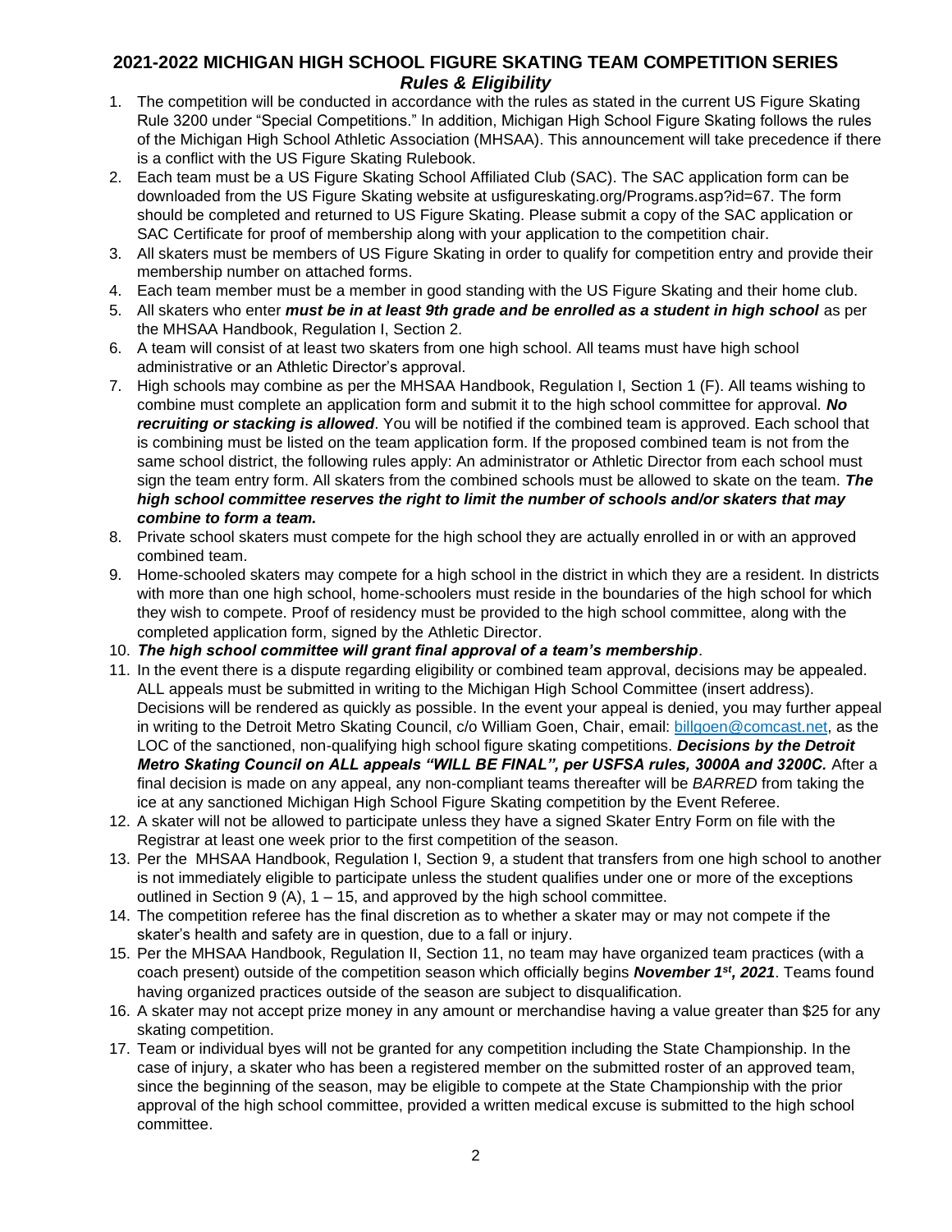# 2021-2022 MICHIGAN HIGH SCHOOL FIGURE SKATING TEAM COMPETITION SERIES

## *Rules & Eligibility*

1. The competition will be conducted in accordance with the rules as stated in the current US Figure Skating Rule 3200 under "Special Competitions." In addition, Michigan High School Figure Skating follows the rules of the Michigan High School Athletic Association (MHSAA). This announcement will take precedence if there is a conflict with the US Figure Skating Rulebook.
2. Each team must be a US Figure Skating School Affiliated Club (SAC). The SAC application form can be downloaded from the US Figure Skating website at usfigureskating.org/Programs.asp?id=67. The form should be completed and returned to US Figure Skating. Please submit a copy of the SAC application or SAC Certificate for proof of membership along with your application to the competition chair.
3. All skaters must be members of US Figure Skating in order to qualify for competition entry and provide their membership number on attached forms.
4. Each team member must be a member in good standing with the US Figure Skating and their home club.
5. All skaters who enter ***must be in at least 9th grade and be enrolled as a student in high school*** as per the MHSAA Handbook, Regulation I, Section 2.
6. A team will consist of at least two skaters from one high school. All teams must have high school administrative or an Athletic Director's approval.
7. High schools may combine as per the MHSAA Handbook, Regulation I, Section 1 (F). All teams wishing to combine must complete an application form and submit it to the high school committee for approval. ***No recruiting or stacking is allowed***. You will be notified if the combined team is approved. Each school that is combining must be listed on the team application form. If the proposed combined team is not from the same school district, the following rules apply: An administrator or Athletic Director from each school must sign the team entry form. All skaters from the combined schools must be allowed to skate on the team. ***The high school committee reserves the right to limit the number of schools and/or skaters that may combine to form a team.***
8. Private school skaters must compete for the high school they are actually enrolled in or with an approved combined team.
9. Home-schooled skaters may compete for a high school in the district in which they are a resident. In districts with more than one high school, home-schoolers must reside in the boundaries of the high school for which they wish to compete. Proof of residency must be provided to the high school committee, along with the completed application form, signed by the Athletic Director.
10. ***The high school committee will grant final approval of a team's membership***.
11. In the event there is a dispute regarding eligibility or combined team approval, decisions may be appealed. ALL appeals must be submitted in writing to the Michigan High School Committee (insert address). Decisions will be rendered as quickly as possible. In the event your appeal is denied, you may further appeal in writing to the Detroit Metro Skating Council, c/o William Goen, Chair, email: [billgoen@comcast.net](mailto:billgoen@comcast.net), as the LOC of the sanctioned, non-qualifying high school figure skating competitions. ***Decisions by the Detroit Metro Skating Council on ALL appeals "WILL BE FINAL", per USFSA rules, 3000A and 3200C.*** After a final decision is made on any appeal, any non-compliant teams thereafter will be *BARRED* from taking the ice at any sanctioned Michigan High School Figure Skating competition by the Event Referee.
12. A skater will not be allowed to participate unless they have a signed Skater Entry Form on file with the Registrar at least one week prior to the first competition of the season.
13. Per the MHSAA Handbook, Regulation I, Section 9, a student that transfers from one high school to another is not immediately eligible to participate unless the student qualifies under one or more of the exceptions outlined in Section 9 (A), 1 – 15, and approved by the high school committee.
14. The competition referee has the final discretion as to whether a skater may or may not compete if the skater's health and safety are in question, due to a fall or injury.
15. Per the MHSAA Handbook, Regulation II, Section 11, no team may have organized team practices (with a coach present) outside of the competition season which officially begins ***November 1st, 2021***. Teams found having organized practices outside of the season are subject to disqualification.
16. A skater may not accept prize money in any amount or merchandise having a value greater than $25 for any skating competition.
17. Team or individual byes will not be granted for any competition including the State Championship. In the case of injury, a skater who has been a registered member on the submitted roster of an approved team, since the beginning of the season, may be eligible to compete at the State Championship with the prior approval of the high school committee, provided a written medical excuse is submitted to the high school committee.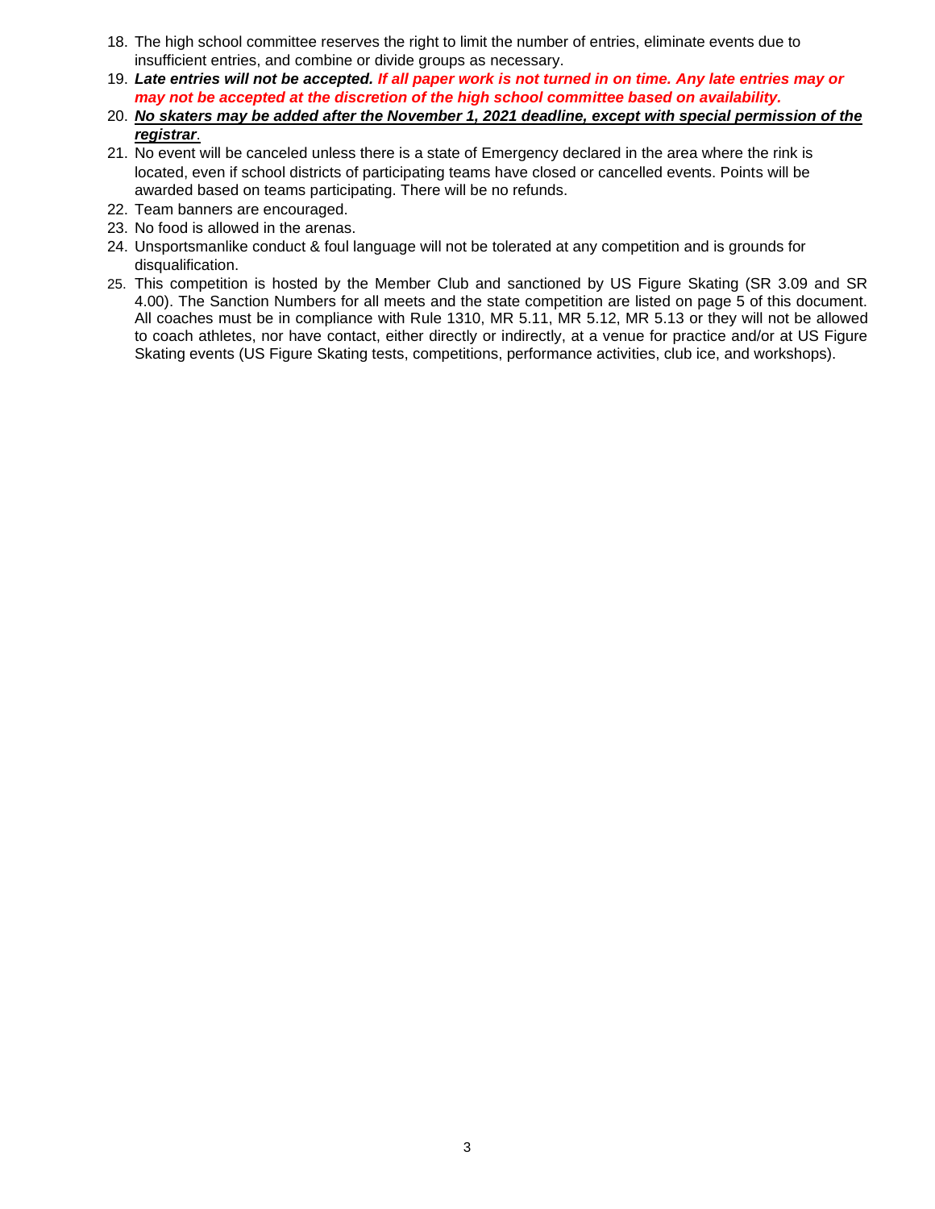18. The high school committee reserves the right to limit the number of entries, eliminate events due to insufficient entries, and combine or divide groups as necessary.
19. ***Late entries will not be accepted.*** ***If all paper work is not turned in on time. Any late entries may or may not be accepted at the discretion of the high school committee based on availability.***
20. ***No skaters may be added after the November 1, 2021 deadline, except with special permission of the registrar***.
21. No event will be canceled unless there is a state of Emergency declared in the area where the rink is located, even if school districts of participating teams have closed or cancelled events. Points will be awarded based on teams participating. There will be no refunds.
22. Team banners are encouraged.
23. No food is allowed in the arenas.
24. Unsportsmanlike conduct & foul language will not be tolerated at any competition and is grounds for disqualification.
25. This competition is hosted by the Member Club and sanctioned by US Figure Skating (SR 3.09 and SR 4.00). The Sanction Numbers for all meets and the state competition are listed on page 5 of this document. All coaches must be in compliance with Rule 1310, MR 5.11, MR 5.12, MR 5.13 or they will not be allowed to coach athletes, nor have contact, either directly or indirectly, at a venue for practice and/or at US Figure Skating events (US Figure Skating tests, competitions, performance activities, club ice, and workshops).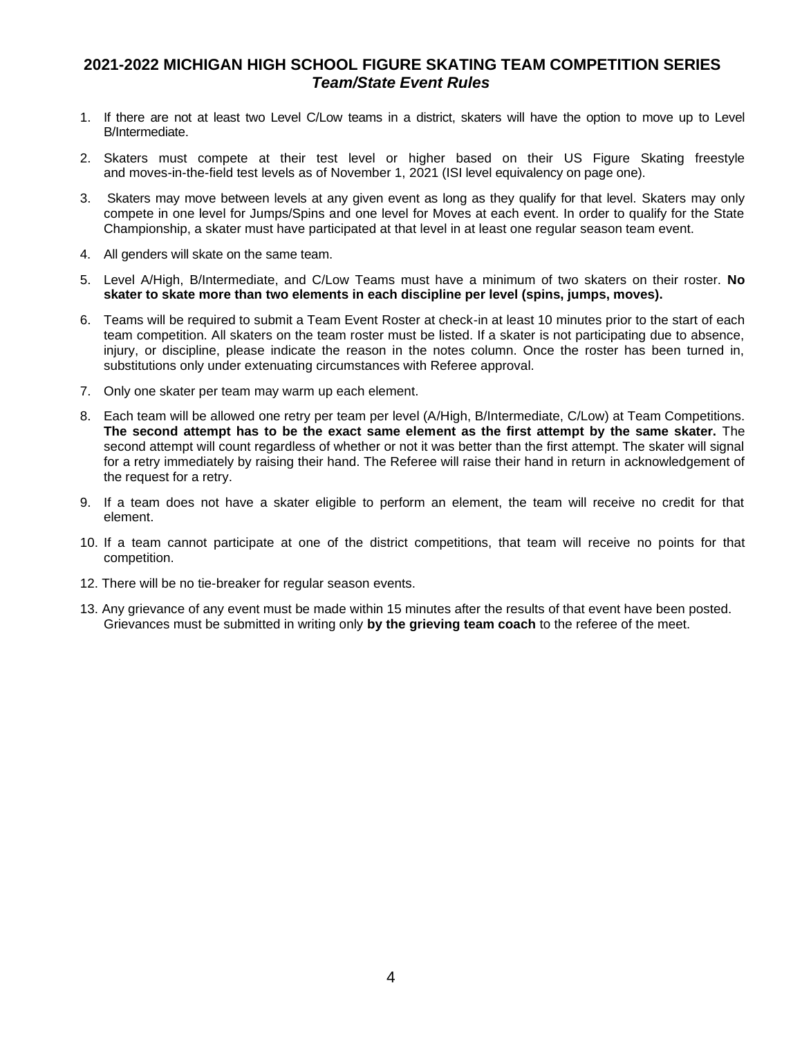## 2021-2022 MICHIGAN HIGH SCHOOL FIGURE SKATING TEAM COMPETITION SERIES
### *Team/State Event Rules*

1. If there are not at least two Level C/Low teams in a district, skaters will have the option to move up to Level B/Intermediate.
2. Skaters must compete at their test level or higher based on their US Figure Skating freestyle and moves-in-the-field test levels as of November 1, 2021 (ISI level equivalency on page one).
3. Skaters may move between levels at any given event as long as they qualify for that level. Skaters may only compete in one level for Jumps/Spins and one level for Moves at each event. In order to qualify for the State Championship, a skater must have participated at that level in at least one regular season team event.
4. All genders will skate on the same team.
5. Level A/High, B/Intermediate, and C/Low Teams must have a minimum of two skaters on their roster. **No skater to skate more than two elements in each discipline per level (spins, jumps, moves).**
6. Teams will be required to submit a Team Event Roster at check-in at least 10 minutes prior to the start of each team competition. All skaters on the team roster must be listed. If a skater is not participating due to absence, injury, or discipline, please indicate the reason in the notes column. Once the roster has been turned in, substitutions only under extenuating circumstances with Referee approval.
7. Only one skater per team may warm up each element.
8. Each team will be allowed one retry per team per level (A/High, B/Intermediate, C/Low) at Team Competitions. **The second attempt has to be the exact same element as the first attempt by the same skater.** The second attempt will count regardless of whether or not it was better than the first attempt. The skater will signal for a retry immediately by raising their hand. The Referee will raise their hand in return in acknowledgement of the request for a retry.
9. If a team does not have a skater eligible to perform an element, the team will receive no credit for that element.
10. If a team cannot participate at one of the district competitions, that team will receive no points for that competition.

12. There will be no tie-breaker for regular season events.

13. Any grievance of any event must be made within 15 minutes after the results of that event have been posted. Grievances must be submitted in writing only **by the grieving team coach** to the referee of the meet.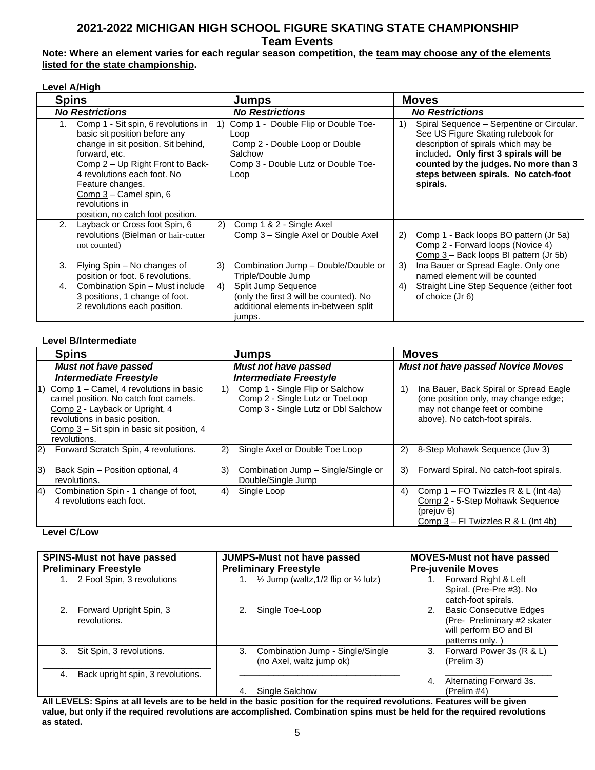# 2021-2022 MICHIGAN HIGH SCHOOL FIGURE SKATING STATE CHAMPIONSHIP

## Team Events

**Note: Where an element varies for each regular season competition, the team may choose any of the elements listed for the state championship.**

**Level A/High**

| Spins | Jumps | Moves |
|---|---|---|
| ***No Restrictions*** | ***No Restrictions*** | ***No Restrictions*** |
| 1. Comp 1 - Sit spin, 6 revolutions in basic sit position before any change in sit position. Sit behind, forward, etc. Comp 2 – Up Right Front to Back- 4 revolutions each foot. No Feature changes. Comp 3 – Camel spin, 6 revolutions in position, no catch foot position. | 1) Comp 1 - Double Flip or Double Toe-Loop Comp 2 - Double Loop or Double Salchow Comp 3 - Double Lutz or Double Toe-Loop | 1) Spiral Sequence – Serpentine or Circular. See US Figure Skating rulebook for description of spirals which may be included. **Only first 3 spirals will be counted by the judges. No more than 3 steps between spirals. No catch-foot spirals.** |
| 2. Layback or Cross foot Spin, 6 revolutions (Bielman or hair-cutter not counted) | 2) Comp 1 & 2 - Single Axel Comp 3 – Single Axel or Double Axel | 2) Comp 1 - Back loops BO pattern (Jr 5a) Comp 2 - Forward loops (Novice 4) Comp 3 – Back loops BI pattern (Jr 5b) |
| 3. Flying Spin – No changes of position or foot. 6 revolutions. | 3) Combination Jump – Double/Double or Triple/Double Jump | 3) Ina Bauer or Spread Eagle. Only one named element will be counted |
| 4. Combination Spin – Must include 3 positions, 1 change of foot. 2 revolutions each position. | 4) Split Jump Sequence (only the first 3 will be counted). No additional elements in-between split jumps. | 4) Straight Line Step Sequence (either foot of choice (Jr 6) |

**Level B/Intermediate**

| Spins | Jumps | Moves |
|---|---|---|
| ***Must not have passed Intermediate Freestyle*** | ***Must not have passed Intermediate Freestyle*** | ***Must not have passed Novice Moves*** |
| 1) Comp 1 – Camel, 4 revolutions in basic camel position. No catch foot camels. Comp 2 - Layback or Upright, 4 revolutions in basic position. Comp 3 – Sit spin in basic sit position, 4 revolutions. | 1) Comp 1 - Single Flip or Salchow Comp 2 - Single Lutz or ToeLoop Comp 3 - Single Lutz or Dbl Salchow | 1) Ina Bauer, Back Spiral or Spread Eagle (one position only, may change edge; may not change feet or combine above). No catch-foot spirals. |
| 2) Forward Scratch Spin, 4 revolutions. | 2) Single Axel or Double Toe Loop | 2) 8-Step Mohawk Sequence (Juv 3) |
| 3) Back Spin – Position optional, 4 revolutions. | 3) Combination Jump – Single/Single or Double/Single Jump | 3) Forward Spiral. No catch-foot spirals. |
| 4) Combination Spin - 1 change of foot, 4 revolutions each foot. | 4) Single Loop | 4) Comp 1 – FO Twizzles R & L (Int 4a) Comp 2 - 5-Step Mohawk Sequence (prejuv 6) Comp 3 – FI Twizzles R & L (Int 4b) |

**Level C/Low**

| SPINS-Must not have passed Preliminary Freestyle | JUMPS-Must not have passed Preliminary Freestyle | MOVES-Must not have passed Pre-juvenile Moves |
|---|---|---|
| 1. 2 Foot Spin, 3 revolutions | 1. ½ Jump (waltz,1/2 flip or ½ lutz) | 1. Forward Right & Left Spiral. (Pre-Pre #3). No catch-foot spirals. |
| 2. Forward Upright Spin, 3 revolutions. | 2. Single Toe-Loop | 2. Basic Consecutive Edges (Pre- Preliminary #2 skater will perform BO and BI patterns only. ) |
| 3. Sit Spin, 3 revolutions. | 3. Combination Jump - Single/Single (no Axel, waltz jump ok) | 3. Forward Power 3s (R & L) (Prelim 3) |
| 4. Back upright spin, 3 revolutions. | 4. Single Salchow | 4. Alternating Forward 3s. (Prelim #4) |

**ALL LEVELS: Spins at all levels are to be held in the basic position for the required revolutions. Features will be given value, but only if the required revolutions are accomplished. Combination spins must be held for the required revolutions as stated.**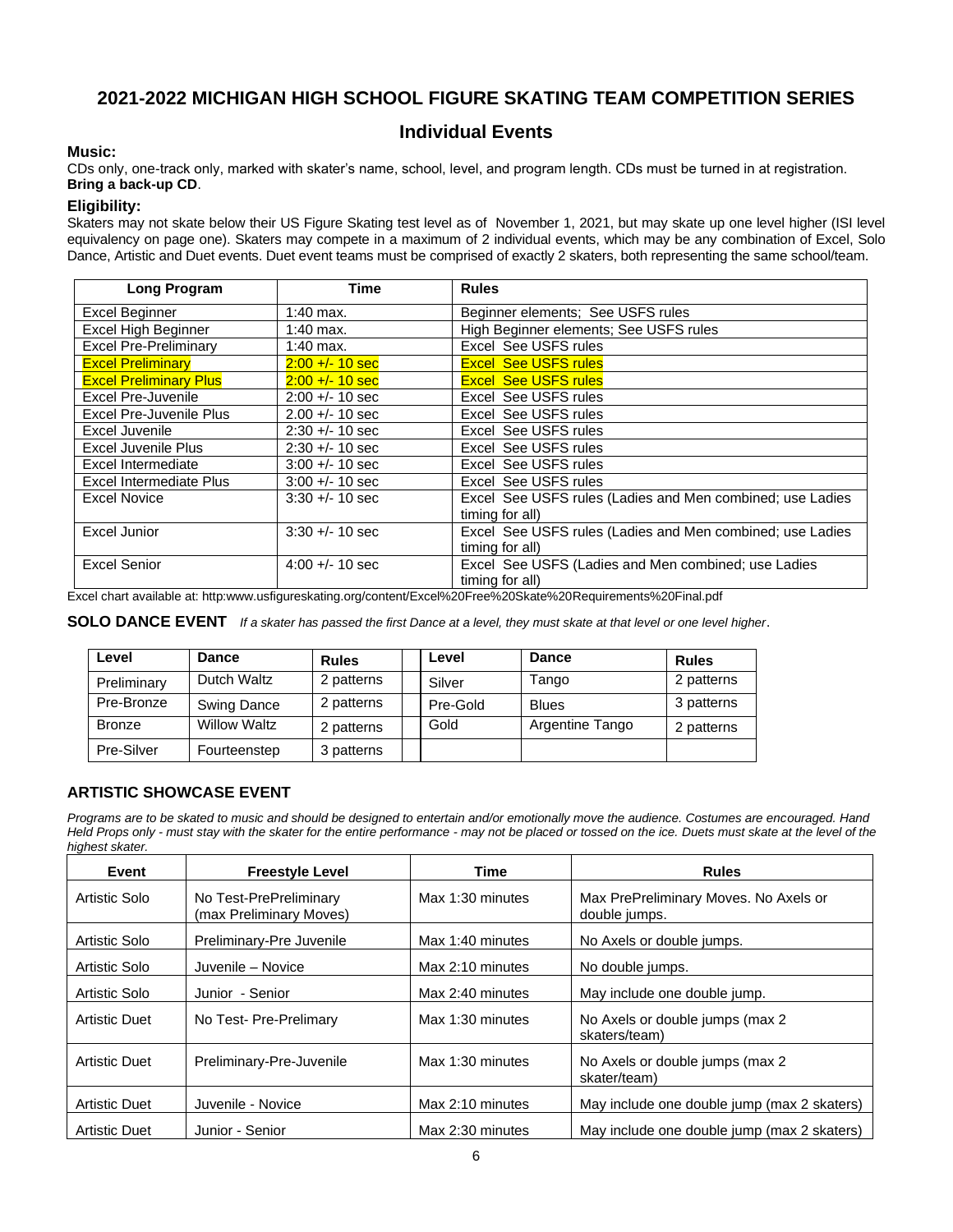# 2021-2022 MICHIGAN HIGH SCHOOL FIGURE SKATING TEAM COMPETITION SERIES

## Individual Events

### Music:

CDs only, one-track only, marked with skater's name, school, level, and program length. CDs must be turned in at registration. **Bring a back-up CD**.

### Eligibility:

Skaters may not skate below their US Figure Skating test level as of November 1, 2021, but may skate up one level higher (ISI level equivalency on page one). Skaters may compete in a maximum of 2 individual events, which may be any combination of Excel, Solo Dance, Artistic and Duet events. Duet event teams must be comprised of exactly 2 skaters, both representing the same school/team.

| Long Program | Time | Rules |
|---|---|---|
| Excel Beginner | 1:40 max. | Beginner elements; See USFS rules |
| Excel High Beginner | 1:40 max. | High Beginner elements; See USFS rules |
| Excel Pre-Preliminary | 1:40 max. | Excel See USFS rules |
| Excel Preliminary | 2:00 +/- 10 sec | Excel See USFS rules |
| Excel Preliminary Plus | 2:00 +/- 10 sec | Excel See USFS rules |
| Excel Pre-Juvenile | 2:00 +/- 10 sec | Excel See USFS rules |
| Excel Pre-Juvenile Plus | 2.00 +/- 10 sec | Excel See USFS rules |
| Excel Juvenile | 2:30 +/- 10 sec | Excel See USFS rules |
| Excel Juvenile Plus | 2:30 +/- 10 sec | Excel See USFS rules |
| Excel Intermediate | 3:00 +/- 10 sec | Excel See USFS rules |
| Excel Intermediate Plus | 3:00 +/- 10 sec | Excel See USFS rules |
| Excel Novice | 3:30 +/- 10 sec | Excel See USFS rules (Ladies and Men combined; use Ladies timing for all) |
| Excel Junior | 3:30 +/- 10 sec | Excel See USFS rules (Ladies and Men combined; use Ladies timing for all) |
| Excel Senior | 4:00 +/- 10 sec | Excel See USFS (Ladies and Men combined; use Ladies timing for all) |

Excel chart available at: http:www.usfigureskating.org/content/Excel%20Free%20Skate%20Requirements%20Final.pdf

**SOLO DANCE EVENT** *If a skater has passed the first Dance at a level, they must skate at that level or one level higher*.

| Level | Dance | Rules | Level | Dance | Rules |
|---|---|---|---|---|---|
| Preliminary | Dutch Waltz | 2 patterns | Silver | Tango | 2 patterns |
| Pre-Bronze | Swing Dance | 2 patterns | Pre-Gold | Blues | 3 patterns |
| Bronze | Willow Waltz | 2 patterns | Gold | Argentine Tango | 2 patterns |
| Pre-Silver | Fourteenstep | 3 patterns | | | |

### ARTISTIC SHOWCASE EVENT

*Programs are to be skated to music and should be designed to entertain and/or emotionally move the audience. Costumes are encouraged. Hand Held Props only - must stay with the skater for the entire performance - may not be placed or tossed on the ice. Duets must skate at the level of the highest skater.*

| Event | Freestyle Level | Time | Rules |
|---|---|---|---|
| Artistic Solo | No Test-PrePreliminary (max Preliminary Moves) | Max 1:30 minutes | Max PrePreliminary Moves. No Axels or double jumps. |
| Artistic Solo | Preliminary-Pre Juvenile | Max 1:40 minutes | No Axels or double jumps. |
| Artistic Solo | Juvenile – Novice | Max 2:10 minutes | No double jumps. |
| Artistic Solo | Junior - Senior | Max 2:40 minutes | May include one double jump. |
| Artistic Duet | No Test- Pre-Prelimary | Max 1:30 minutes | No Axels or double jumps (max 2 skaters/team) |
| Artistic Duet | Preliminary-Pre-Juvenile | Max 1:30 minutes | No Axels or double jumps (max 2 skater/team) |
| Artistic Duet | Juvenile - Novice | Max 2:10 minutes | May include one double jump (max 2 skaters) |
| Artistic Duet | Junior - Senior | Max 2:30 minutes | May include one double jump (max 2 skaters) |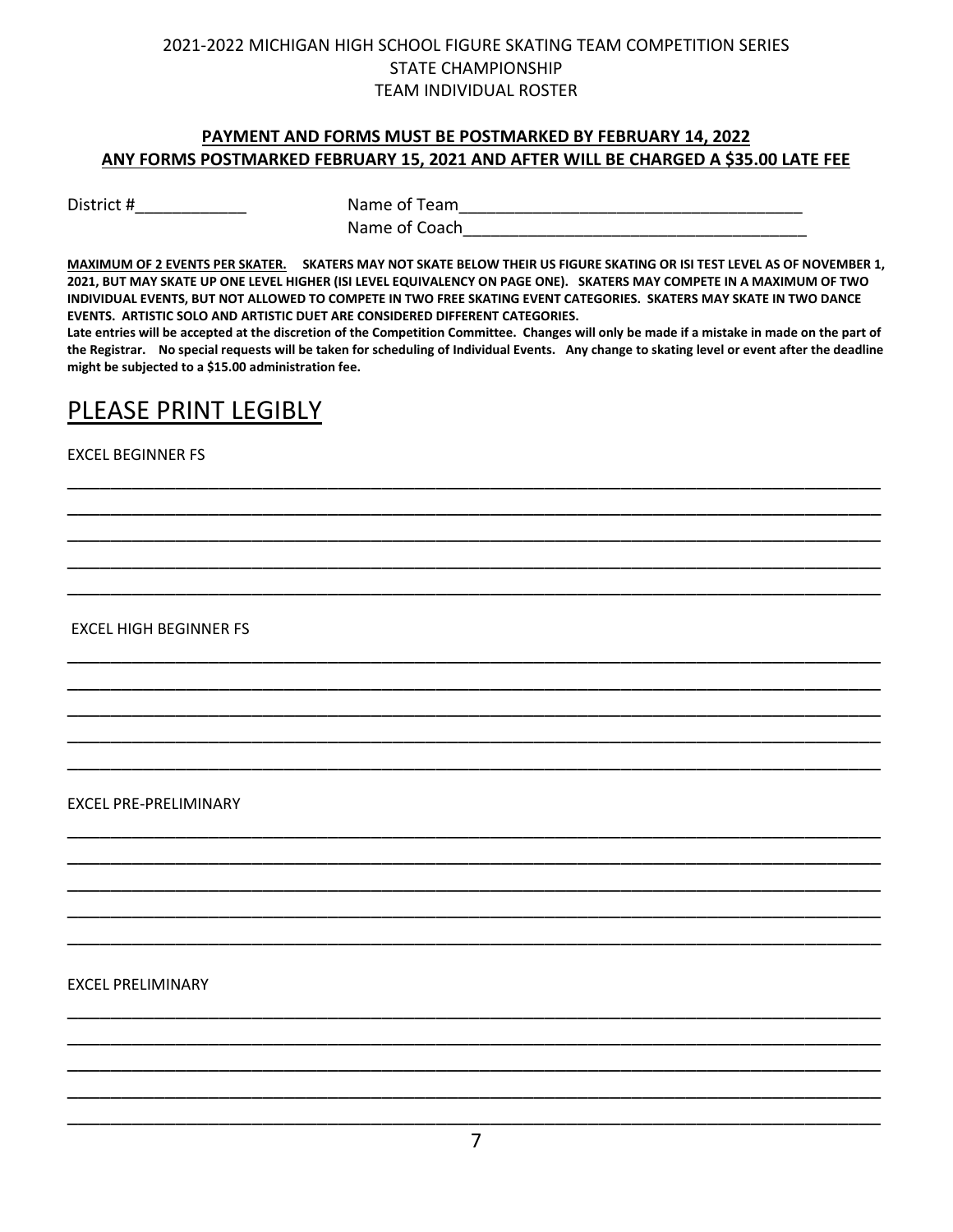2021-2022 MICHIGAN HIGH SCHOOL FIGURE SKATING TEAM COMPETITION SERIES
STATE CHAMPIONSHIP
TEAM INDIVIDUAL ROSTER

**PAYMENT AND FORMS MUST BE POSTMARKED BY FEBRUARY 14, 2022**
**ANY FORMS POSTMARKED FEBRUARY 15, 2021 AND AFTER WILL BE CHARGED A $35.00 LATE FEE**

District #____________ Name of Team______________________________________
Name of Coach______________________________________

**MAXIMUM OF 2 EVENTS PER SKATER. SKATERS MAY NOT SKATE BELOW THEIR US FIGURE SKATING OR ISI TEST LEVEL AS OF NOVEMBER 1, 2021, BUT MAY SKATE UP ONE LEVEL HIGHER (ISI LEVEL EQUIVALENCY ON PAGE ONE). SKATERS MAY COMPETE IN A MAXIMUM OF TWO INDIVIDUAL EVENTS, BUT NOT ALLOWED TO COMPETE IN TWO FREE SKATING EVENT CATEGORIES. SKATERS MAY SKATE IN TWO DANCE EVENTS. ARTISTIC SOLO AND ARTISTIC DUET ARE CONSIDERED DIFFERENT CATEGORIES.**
**Late entries will be accepted at the discretion of the Competition Committee. Changes will only be made if a mistake in made on the part of the Registrar. No special requests will be taken for scheduling of Individual Events. Any change to skating level or event after the deadline might be subjected to a $15.00 administration fee.**

# PLEASE PRINT LEGIBLY

EXCEL BEGINNER FS

______________________________________________________________________________
______________________________________________________________________________
______________________________________________________________________________
______________________________________________________________________________
______________________________________________________________________________

EXCEL HIGH BEGINNER FS

______________________________________________________________________________
______________________________________________________________________________
______________________________________________________________________________
______________________________________________________________________________
______________________________________________________________________________

EXCEL PRE-PRELIMINARY

______________________________________________________________________________
______________________________________________________________________________
______________________________________________________________________________
______________________________________________________________________________
______________________________________________________________________________

EXCEL PRELIMINARY

______________________________________________________________________________
______________________________________________________________________________
______________________________________________________________________________
______________________________________________________________________________
______________________________________________________________________________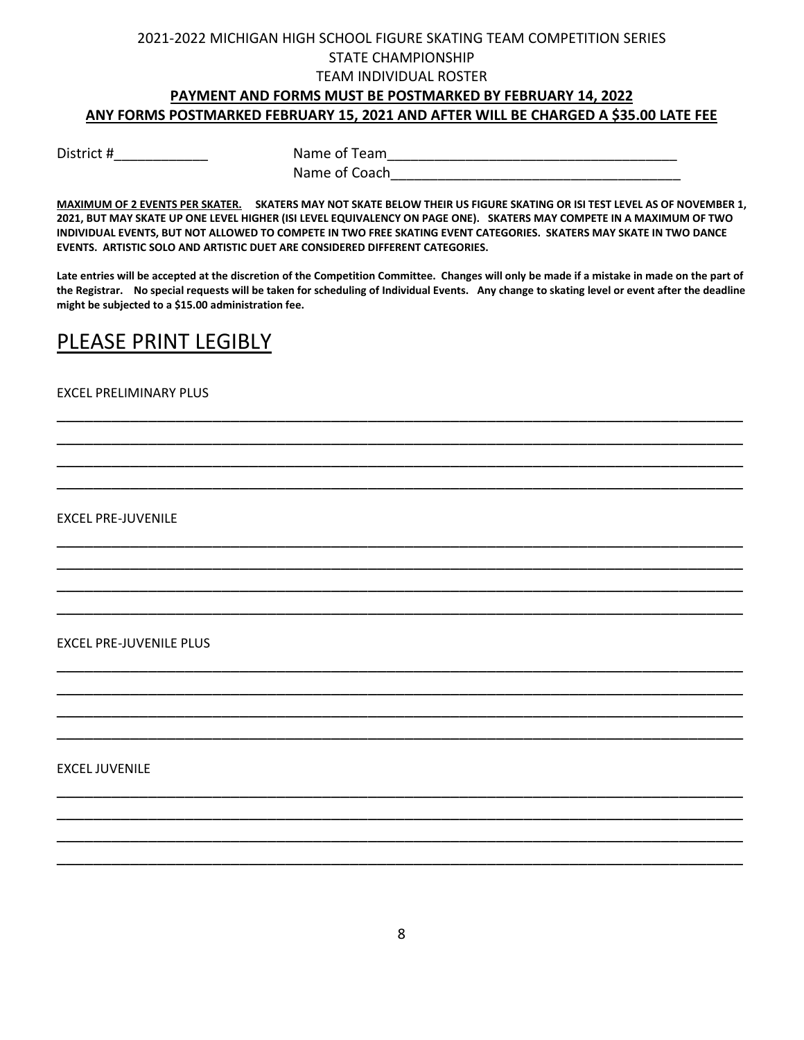2021-2022 MICHIGAN HIGH SCHOOL FIGURE SKATING TEAM COMPETITION SERIES

STATE CHAMPIONSHIP

TEAM INDIVIDUAL ROSTER

**PAYMENT AND FORMS MUST BE POSTMARKED BY FEBRUARY 14, 2022**

**ANY FORMS POSTMARKED FEBRUARY 15, 2021 AND AFTER WILL BE CHARGED A $35.00 LATE FEE**

District #____________ Name of Team_____________________________________

Name of Coach_____________________________________

**MAXIMUM OF 2 EVENTS PER SKATER. SKATERS MAY NOT SKATE BELOW THEIR US FIGURE SKATING OR ISI TEST LEVEL AS OF NOVEMBER 1, 2021, BUT MAY SKATE UP ONE LEVEL HIGHER (ISI LEVEL EQUIVALENCY ON PAGE ONE). SKATERS MAY COMPETE IN A MAXIMUM OF TWO INDIVIDUAL EVENTS, BUT NOT ALLOWED TO COMPETE IN TWO FREE SKATING EVENT CATEGORIES. SKATERS MAY SKATE IN TWO DANCE EVENTS. ARTISTIC SOLO AND ARTISTIC DUET ARE CONSIDERED DIFFERENT CATEGORIES.**

**Late entries will be accepted at the discretion of the Competition Committee. Changes will only be made if a mistake in made on the part of the Registrar. No special requests will be taken for scheduling of Individual Events. Any change to skating level or event after the deadline might be subjected to a $15.00 administration fee.**

# PLEASE PRINT LEGIBLY

EXCEL PRELIMINARY PLUS

______________________________________________________________________________

______________________________________________________________________________

______________________________________________________________________________

______________________________________________________________________________

EXCEL PRE-JUVENILE

______________________________________________________________________________

______________________________________________________________________________

______________________________________________________________________________

______________________________________________________________________________

EXCEL PRE-JUVENILE PLUS

______________________________________________________________________________

______________________________________________________________________________

______________________________________________________________________________

______________________________________________________________________________

EXCEL JUVENILE

______________________________________________________________________________

______________________________________________________________________________

______________________________________________________________________________

______________________________________________________________________________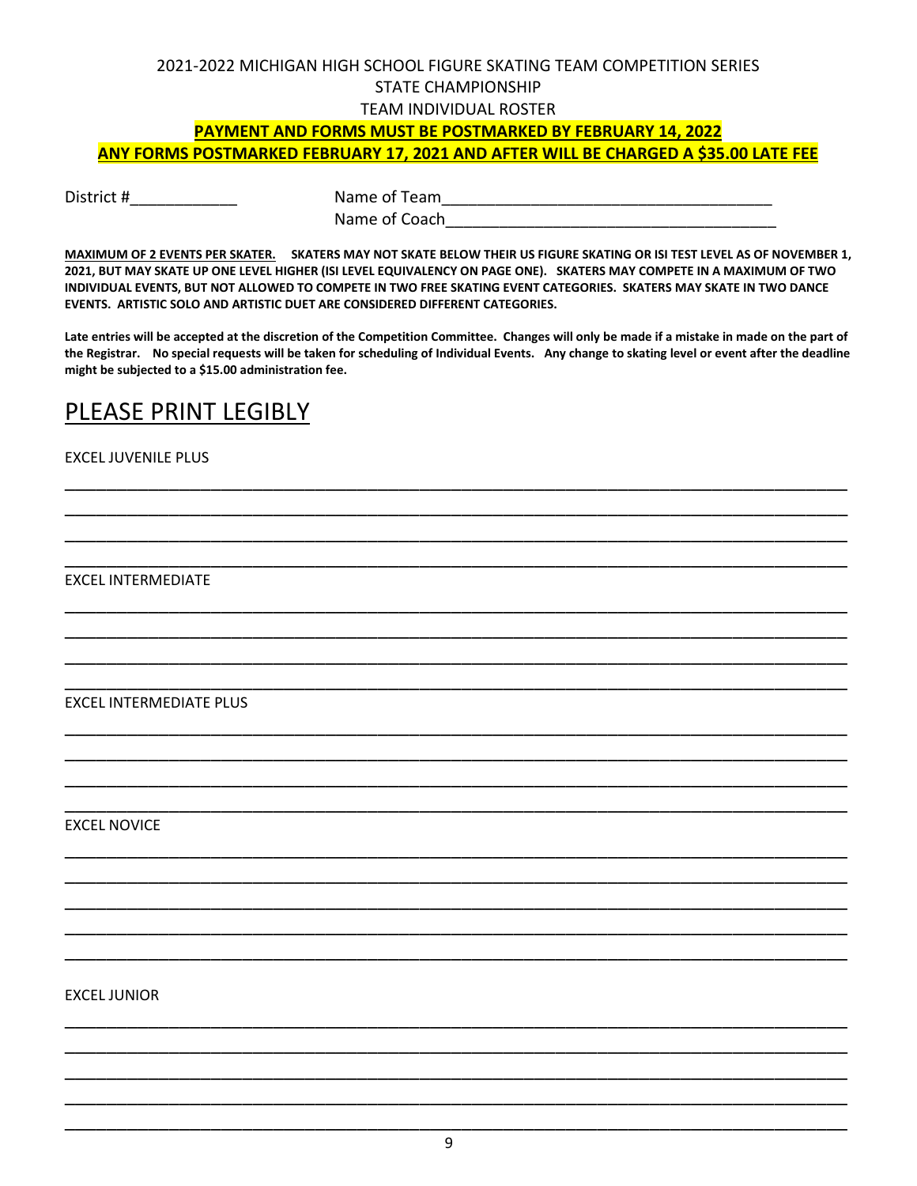2021-2022 MICHIGAN HIGH SCHOOL FIGURE SKATING TEAM COMPETITION SERIES

STATE CHAMPIONSHIP

TEAM INDIVIDUAL ROSTER

**PAYMENT AND FORMS MUST BE POSTMARKED BY FEBRUARY 14, 2022**

**ANY FORMS POSTMARKED FEBRUARY 17, 2021 AND AFTER WILL BE CHARGED A $35.00 LATE FEE**

District #____________ Name of Team_____________________________________

Name of Coach_____________________________________

**MAXIMUM OF 2 EVENTS PER SKATER. SKATERS MAY NOT SKATE BELOW THEIR US FIGURE SKATING OR ISI TEST LEVEL AS OF NOVEMBER 1, 2021, BUT MAY SKATE UP ONE LEVEL HIGHER (ISI LEVEL EQUIVALENCY ON PAGE ONE). SKATERS MAY COMPETE IN A MAXIMUM OF TWO INDIVIDUAL EVENTS, BUT NOT ALLOWED TO COMPETE IN TWO FREE SKATING EVENT CATEGORIES. SKATERS MAY SKATE IN TWO DANCE EVENTS. ARTISTIC SOLO AND ARTISTIC DUET ARE CONSIDERED DIFFERENT CATEGORIES.**

**Late entries will be accepted at the discretion of the Competition Committee. Changes will only be made if a mistake in made on the part of the Registrar. No special requests will be taken for scheduling of Individual Events. Any change to skating level or event after the deadline might be subjected to a $15.00 administration fee.**

# PLEASE PRINT LEGIBLY

EXCEL JUVENILE PLUS

_____________________________________________________________________________

_____________________________________________________________________________

_____________________________________________________________________________

_____________________________________________________________________________

EXCEL INTERMEDIATE

_____________________________________________________________________________

_____________________________________________________________________________

_____________________________________________________________________________

_____________________________________________________________________________

EXCEL INTERMEDIATE PLUS

_____________________________________________________________________________

_____________________________________________________________________________

_____________________________________________________________________________

_____________________________________________________________________________

EXCEL NOVICE

_____________________________________________________________________________

_____________________________________________________________________________

_____________________________________________________________________________

_____________________________________________________________________________

_____________________________________________________________________________

EXCEL JUNIOR

_____________________________________________________________________________

_____________________________________________________________________________

_____________________________________________________________________________

_____________________________________________________________________________

_____________________________________________________________________________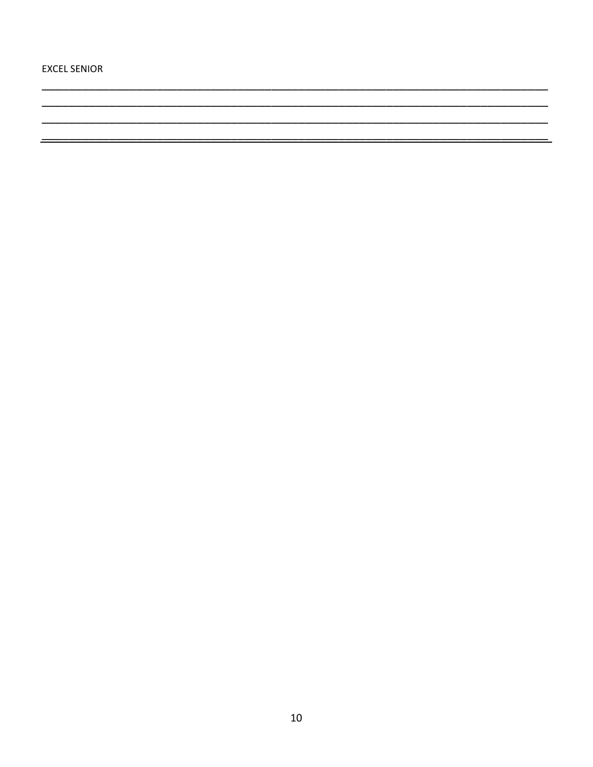EXCEL SENIOR

\_\_\_\_\_\_\_\_\_\_\_\_\_\_\_\_\_\_\_\_\_\_\_\_\_\_\_\_\_\_\_\_\_\_\_\_\_\_\_\_\_\_\_\_\_\_\_\_\_\_\_\_\_\_\_\_\_\_\_\_\_\_\_\_\_\_\_\_\_\_\_\_\_\_\_\_\_\_\_\_\_\_

\_\_\_\_\_\_\_\_\_\_\_\_\_\_\_\_\_\_\_\_\_\_\_\_\_\_\_\_\_\_\_\_\_\_\_\_\_\_\_\_\_\_\_\_\_\_\_\_\_\_\_\_\_\_\_\_\_\_\_\_\_\_\_\_\_\_\_\_\_\_\_\_\_\_\_\_\_\_\_\_\_\_

\_\_\_\_\_\_\_\_\_\_\_\_\_\_\_\_\_\_\_\_\_\_\_\_\_\_\_\_\_\_\_\_\_\_\_\_\_\_\_\_\_\_\_\_\_\_\_\_\_\_\_\_\_\_\_\_\_\_\_\_\_\_\_\_\_\_\_\_\_\_\_\_\_\_\_\_\_\_\_\_\_\_

\_\_\_\_\_\_\_\_\_\_\_\_\_\_\_\_\_\_\_\_\_\_\_\_\_\_\_\_\_\_\_\_\_\_\_\_\_\_\_\_\_\_\_\_\_\_\_\_\_\_\_\_\_\_\_\_\_\_\_\_\_\_\_\_\_\_\_\_\_\_\_\_\_\_\_\_\_\_\_\_\_\_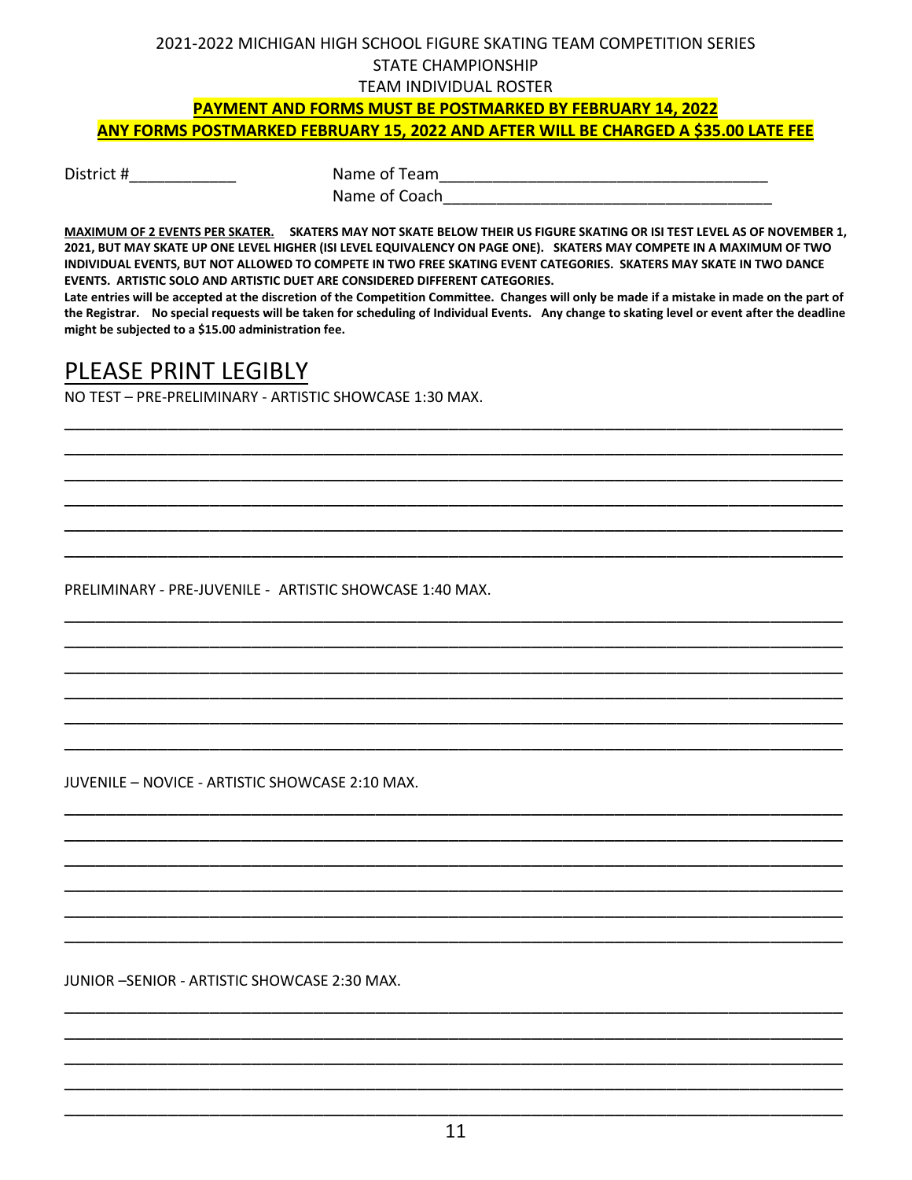2021-2022 MICHIGAN HIGH SCHOOL FIGURE SKATING TEAM COMPETITION SERIES

STATE CHAMPIONSHIP

TEAM INDIVIDUAL ROSTER

**PAYMENT AND FORMS MUST BE POSTMARKED BY FEBRUARY 14, 2022**

**ANY FORMS POSTMARKED FEBRUARY 15, 2022 AND AFTER WILL BE CHARGED A $35.00 LATE FEE**

District #____________ Name of Team_____________________________________

Name of Coach____________________________________

**MAXIMUM OF 2 EVENTS PER SKATER. SKATERS MAY NOT SKATE BELOW THEIR US FIGURE SKATING OR ISI TEST LEVEL AS OF NOVEMBER 1, 2021, BUT MAY SKATE UP ONE LEVEL HIGHER (ISI LEVEL EQUIVALENCY ON PAGE ONE). SKATERS MAY COMPETE IN A MAXIMUM OF TWO INDIVIDUAL EVENTS, BUT NOT ALLOWED TO COMPETE IN TWO FREE SKATING EVENT CATEGORIES. SKATERS MAY SKATE IN TWO DANCE EVENTS. ARTISTIC SOLO AND ARTISTIC DUET ARE CONSIDERED DIFFERENT CATEGORIES.**

**Late entries will be accepted at the discretion of the Competition Committee. Changes will only be made if a mistake in made on the part of the Registrar. No special requests will be taken for scheduling of Individual Events. Any change to skating level or event after the deadline might be subjected to a $15.00 administration fee.**

# PLEASE PRINT LEGIBLY

NO TEST – PRE-PRELIMINARY - ARTISTIC SHOWCASE 1:30 MAX.

______________________________________________________________________________

______________________________________________________________________________

______________________________________________________________________________

______________________________________________________________________________

______________________________________________________________________________

______________________________________________________________________________

PRELIMINARY - PRE-JUVENILE - ARTISTIC SHOWCASE 1:40 MAX.

______________________________________________________________________________

______________________________________________________________________________

______________________________________________________________________________

______________________________________________________________________________

______________________________________________________________________________

______________________________________________________________________________

JUVENILE – NOVICE - ARTISTIC SHOWCASE 2:10 MAX.

______________________________________________________________________________

______________________________________________________________________________

______________________________________________________________________________

______________________________________________________________________________

______________________________________________________________________________

______________________________________________________________________________

JUNIOR –SENIOR - ARTISTIC SHOWCASE 2:30 MAX.

______________________________________________________________________________

______________________________________________________________________________

______________________________________________________________________________

______________________________________________________________________________

______________________________________________________________________________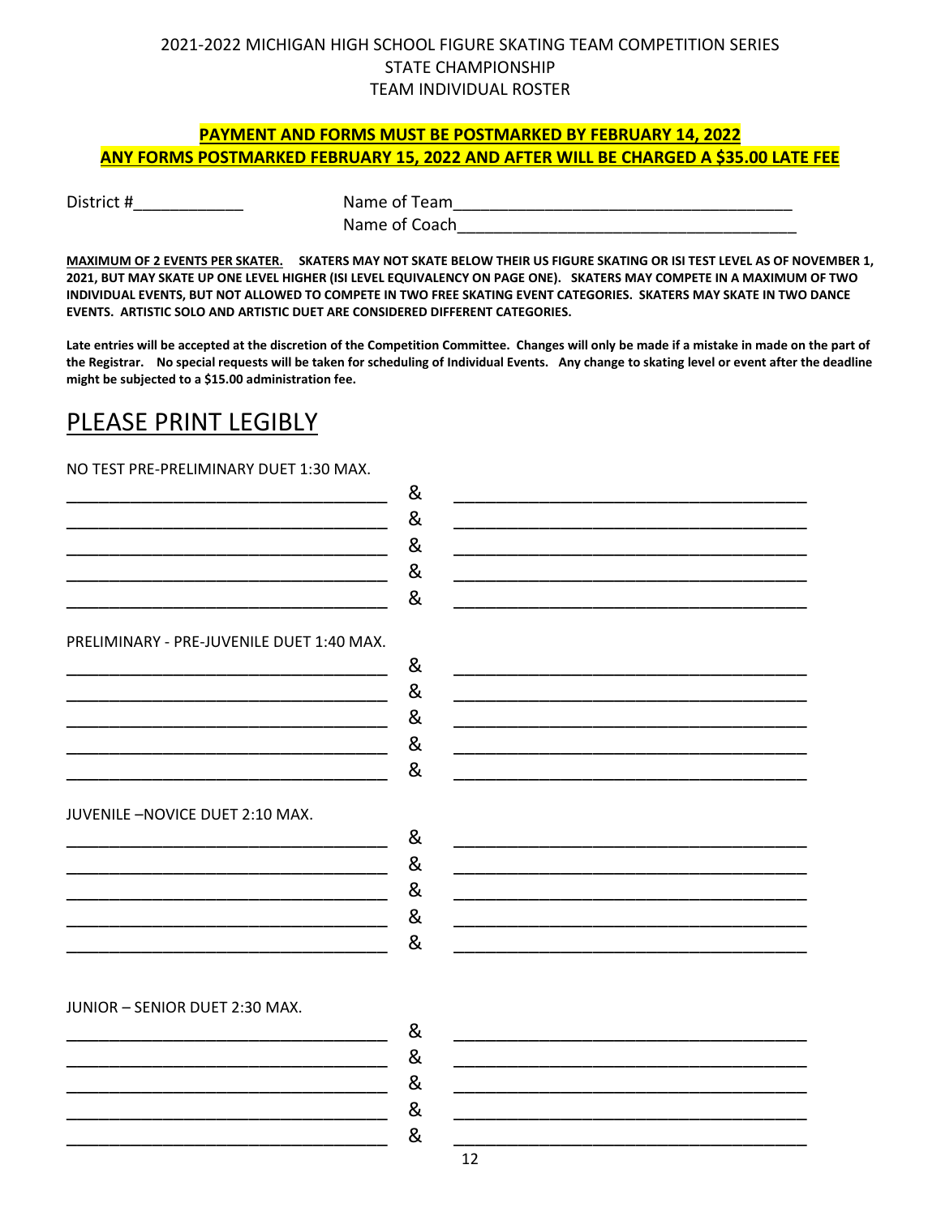2021-2022 MICHIGAN HIGH SCHOOL FIGURE SKATING TEAM COMPETITION SERIES
STATE CHAMPIONSHIP
TEAM INDIVIDUAL ROSTER

**PAYMENT AND FORMS MUST BE POSTMARKED BY FEBRUARY 14, 2022**
**ANY FORMS POSTMARKED FEBRUARY 15, 2022 AND AFTER WILL BE CHARGED A $35.00 LATE FEE**

District #____________ Name of Team_____________________________________
Name of Coach____________________________________

**MAXIMUM OF 2 EVENTS PER SKATER. SKATERS MAY NOT SKATE BELOW THEIR US FIGURE SKATING OR ISI TEST LEVEL AS OF NOVEMBER 1, 2021, BUT MAY SKATE UP ONE LEVEL HIGHER (ISI LEVEL EQUIVALENCY ON PAGE ONE). SKATERS MAY COMPETE IN A MAXIMUM OF TWO INDIVIDUAL EVENTS, BUT NOT ALLOWED TO COMPETE IN TWO FREE SKATING EVENT CATEGORIES. SKATERS MAY SKATE IN TWO DANCE EVENTS. ARTISTIC SOLO AND ARTISTIC DUET ARE CONSIDERED DIFFERENT CATEGORIES.**

**Late entries will be accepted at the discretion of the Competition Committee. Changes will only be made if a mistake in made on the part of the Registrar. No special requests will be taken for scheduling of Individual Events. Any change to skating level or event after the deadline might be subjected to a $15.00 administration fee.**

## PLEASE PRINT LEGIBLY

NO TEST PRE-PRELIMINARY DUET 1:30 MAX.

___________________________________ & ___________________________________
___________________________________ & ___________________________________
___________________________________ & ___________________________________
___________________________________ & ___________________________________
___________________________________ & ___________________________________

PRELIMINARY - PRE-JUVENILE DUET 1:40 MAX.

___________________________________ & ___________________________________
___________________________________ & ___________________________________
___________________________________ & ___________________________________
___________________________________ & ___________________________________
___________________________________ & ___________________________________

JUVENILE –NOVICE DUET 2:10 MAX.

___________________________________ & ___________________________________
___________________________________ & ___________________________________
___________________________________ & ___________________________________
___________________________________ & ___________________________________
___________________________________ & ___________________________________

JUNIOR – SENIOR DUET 2:30 MAX.

___________________________________ & ___________________________________
___________________________________ & ___________________________________
___________________________________ & ___________________________________
___________________________________ & ___________________________________
___________________________________ & ___________________________________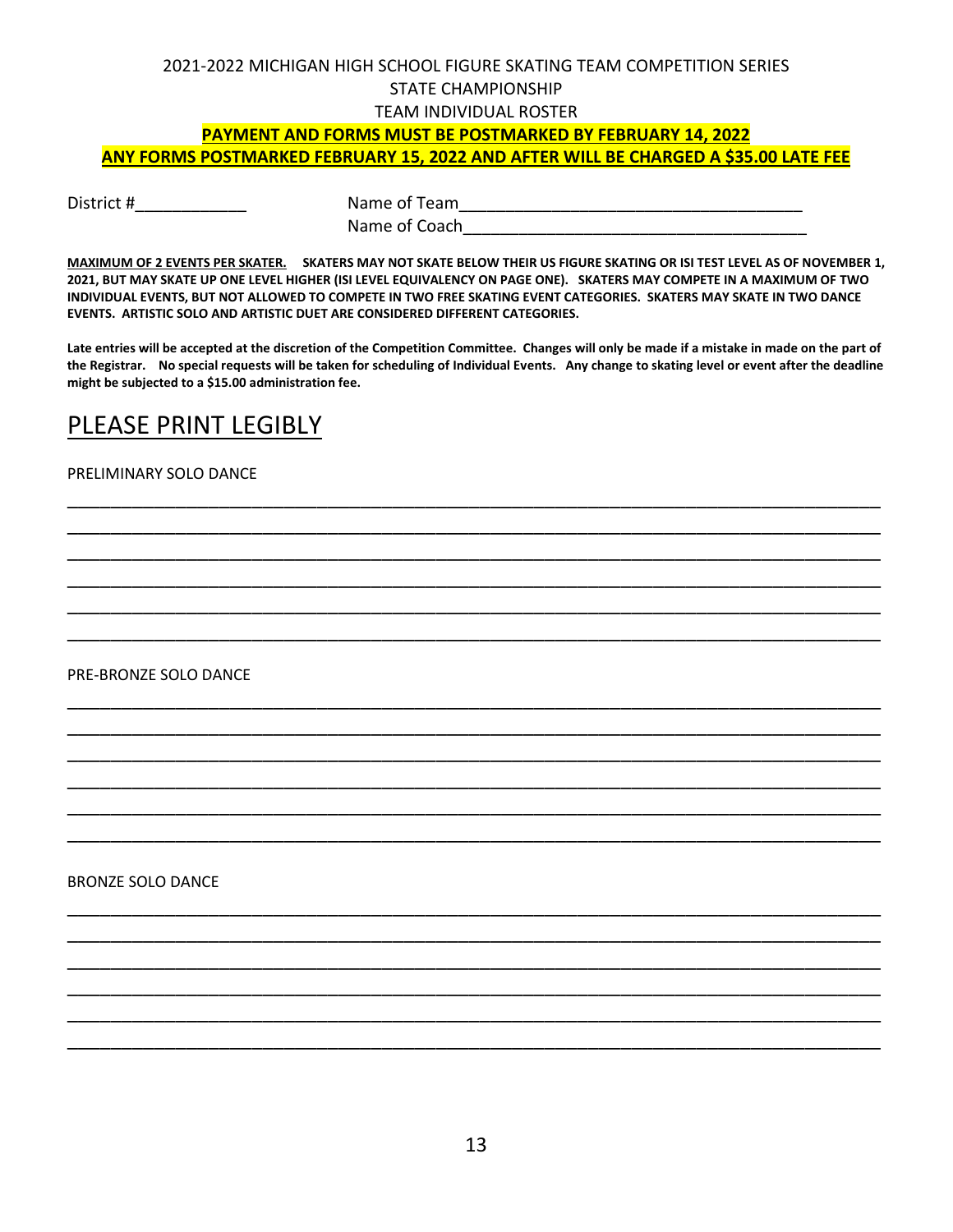2021-2022 MICHIGAN HIGH SCHOOL FIGURE SKATING TEAM COMPETITION SERIES

STATE CHAMPIONSHIP

TEAM INDIVIDUAL ROSTER

**PAYMENT AND FORMS MUST BE POSTMARKED BY FEBRUARY 14, 2022**

**ANY FORMS POSTMARKED FEBRUARY 15, 2022 AND AFTER WILL BE CHARGED A $35.00 LATE FEE**

District #____________ Name of Team_____________________________________

Name of Coach_____________________________________

**MAXIMUM OF 2 EVENTS PER SKATER. SKATERS MAY NOT SKATE BELOW THEIR US FIGURE SKATING OR ISI TEST LEVEL AS OF NOVEMBER 1, 2021, BUT MAY SKATE UP ONE LEVEL HIGHER (ISI LEVEL EQUIVALENCY ON PAGE ONE). SKATERS MAY COMPETE IN A MAXIMUM OF TWO INDIVIDUAL EVENTS, BUT NOT ALLOWED TO COMPETE IN TWO FREE SKATING EVENT CATEGORIES. SKATERS MAY SKATE IN TWO DANCE EVENTS. ARTISTIC SOLO AND ARTISTIC DUET ARE CONSIDERED DIFFERENT CATEGORIES.**

**Late entries will be accepted at the discretion of the Competition Committee. Changes will only be made if a mistake in made on the part of the Registrar. No special requests will be taken for scheduling of Individual Events. Any change to skating level or event after the deadline might be subjected to a $15.00 administration fee.**

# PLEASE PRINT LEGIBLY

PRELIMINARY SOLO DANCE

______________________________________________________________________________

______________________________________________________________________________

______________________________________________________________________________

______________________________________________________________________________

______________________________________________________________________________

______________________________________________________________________________

PRE-BRONZE SOLO DANCE

______________________________________________________________________________

______________________________________________________________________________

______________________________________________________________________________

______________________________________________________________________________

______________________________________________________________________________

______________________________________________________________________________

BRONZE SOLO DANCE

______________________________________________________________________________

______________________________________________________________________________

______________________________________________________________________________

______________________________________________________________________________

______________________________________________________________________________

______________________________________________________________________________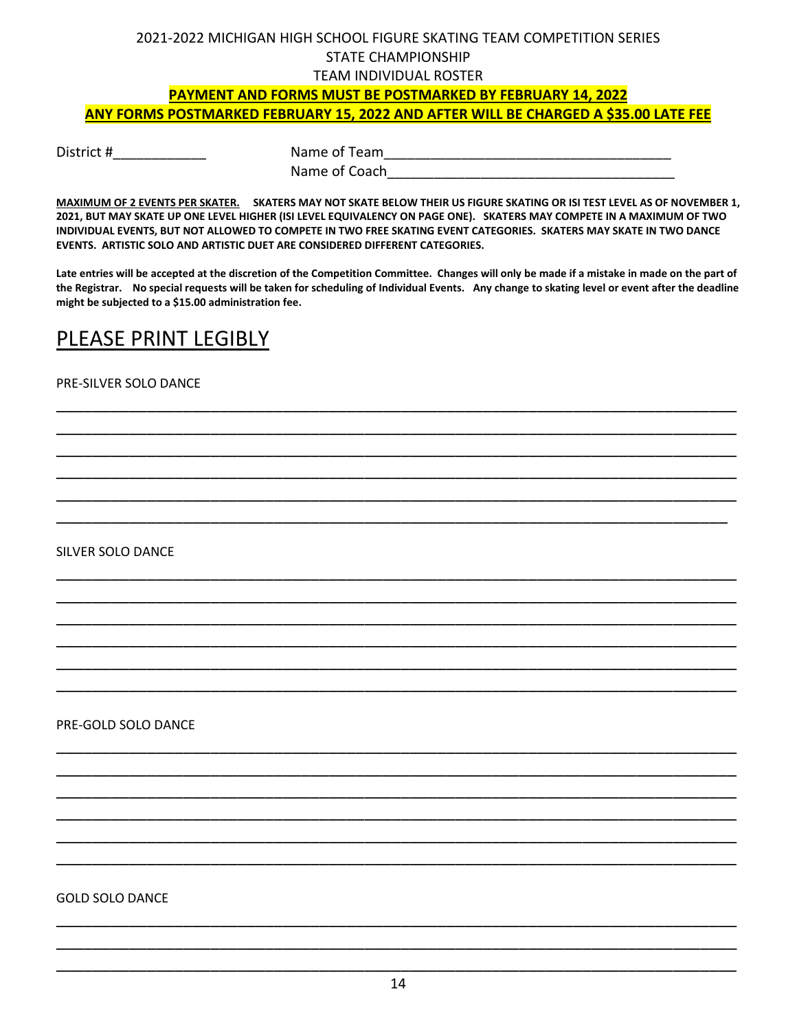2021-2022 MICHIGAN HIGH SCHOOL FIGURE SKATING TEAM COMPETITION SERIES

STATE CHAMPIONSHIP

TEAM INDIVIDUAL ROSTER

**PAYMENT AND FORMS MUST BE POSTMARKED BY FEBRUARY 14, 2022**

**ANY FORMS POSTMARKED FEBRUARY 15, 2022 AND AFTER WILL BE CHARGED A $35.00 LATE FEE**

District #____________ Name of Team_____________________________________

Name of Coach_____________________________________

**MAXIMUM OF 2 EVENTS PER SKATER. SKATERS MAY NOT SKATE BELOW THEIR US FIGURE SKATING OR ISI TEST LEVEL AS OF NOVEMBER 1, 2021, BUT MAY SKATE UP ONE LEVEL HIGHER (ISI LEVEL EQUIVALENCY ON PAGE ONE). SKATERS MAY COMPETE IN A MAXIMUM OF TWO INDIVIDUAL EVENTS, BUT NOT ALLOWED TO COMPETE IN TWO FREE SKATING EVENT CATEGORIES. SKATERS MAY SKATE IN TWO DANCE EVENTS. ARTISTIC SOLO AND ARTISTIC DUET ARE CONSIDERED DIFFERENT CATEGORIES.**

**Late entries will be accepted at the discretion of the Competition Committee. Changes will only be made if a mistake in made on the part of the Registrar. No special requests will be taken for scheduling of Individual Events. Any change to skating level or event after the deadline might be subjected to a $15.00 administration fee.**

## PLEASE PRINT LEGIBLY

PRE-SILVER SOLO DANCE

______________________________________________________________________________

______________________________________________________________________________

______________________________________________________________________________

______________________________________________________________________________

______________________________________________________________________________

______________________________________________________________________________

SILVER SOLO DANCE

______________________________________________________________________________

______________________________________________________________________________

______________________________________________________________________________

______________________________________________________________________________

______________________________________________________________________________

______________________________________________________________________________

PRE-GOLD SOLO DANCE

______________________________________________________________________________

______________________________________________________________________________

______________________________________________________________________________

______________________________________________________________________________

______________________________________________________________________________

______________________________________________________________________________

GOLD SOLO DANCE

______________________________________________________________________________

______________________________________________________________________________

______________________________________________________________________________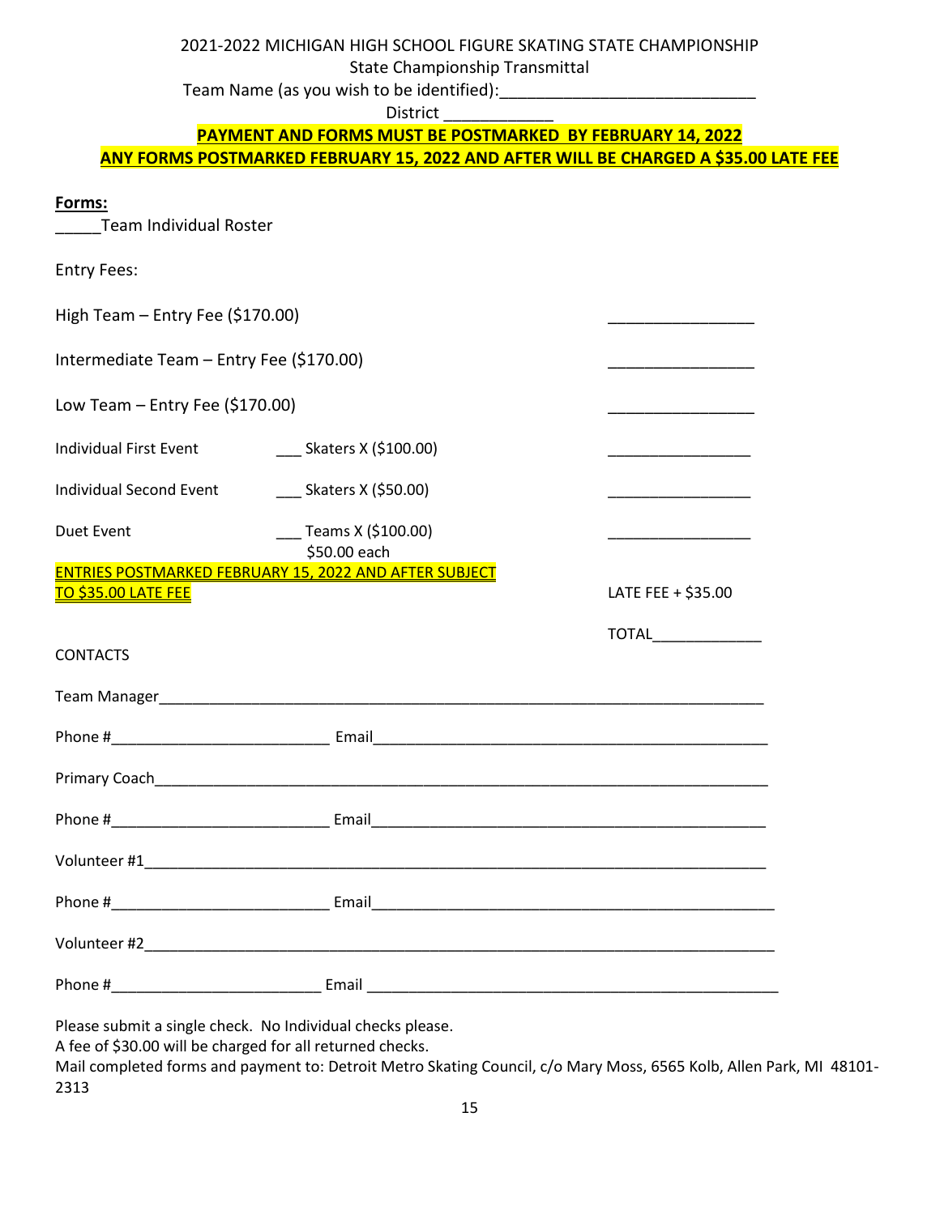2021-2022 MICHIGAN HIGH SCHOOL FIGURE SKATING STATE CHAMPIONSHIP

State Championship Transmittal

Team Name (as you wish to be identified):____________________________

District ____________

**PAYMENT AND FORMS MUST BE POSTMARKED BY FEBRUARY 14, 2022**

**ANY FORMS POSTMARKED FEBRUARY 15, 2022 AND AFTER WILL BE CHARGED A $35.00 LATE FEE**

**Forms:**

_____Team Individual Roster

Entry Fees:

High Team – Entry Fee ($170.00) ________________

Intermediate Team – Entry Fee ($170.00) ________________

Low Team – Entry Fee ($170.00) ________________

Individual First Event ___ Skaters X ($100.00) ________________

Individual Second Event ___ Skaters X ($50.00) ________________

Duet Event ___ Teams X ($100.00) $50.00 each ________________

ENTRIES POSTMARKED FEBRUARY 15, 2022 AND AFTER SUBJECT TO $35.00 LATE FEE LATE FEE + $35.00

TOTAL_____________

CONTACTS

Team Manager_____________________________________________________________________________

Phone #_________________________ Email_____________________________________________

Primary Coach_____________________________________________________________________________

Phone #_________________________ Email_____________________________________________

Volunteer #1_____________________________________________________________________________

Phone #_________________________ Email_____________________________________________

Volunteer #2_____________________________________________________________________________

Phone #_________________________ Email _____________________________________________

Please submit a single check. No Individual checks please.

A fee of $30.00 will be charged for all returned checks.

Mail completed forms and payment to: Detroit Metro Skating Council, c/o Mary Moss, 6565 Kolb, Allen Park, MI 48101-2313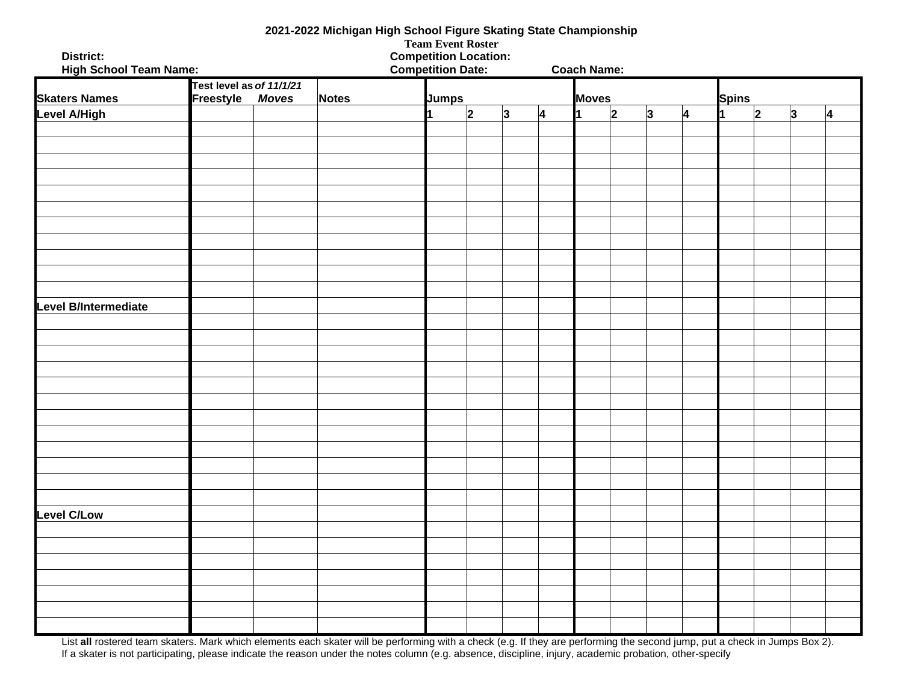**2021-2022 Michigan High School Figure Skating State Championship**

**Team Event Roster**

**District:** | **Competition Location:**
**High School Team Name:** | **Competition Date:** | **Coach Name:**

| Skaters Names | Test level as *of 11/1/21* Freestyle | *Moves* | Notes | Jumps | | | | Moves | | | | Spins | | | |
|---|---|---|---|---|---|---|---|---|---|---|---|---|---|---|---|
| **Level A/High** | | | | 1 | 2 | 3 | 4 | 1 | 2 | 3 | 4 | 1 | 2 | 3 | 4 |
| | | | | | | | | | | | | | | | |
| | | | | | | | | | | | | | | | |
| | | | | | | | | | | | | | | | |
| | | | | | | | | | | | | | | | |
| | | | | | | | | | | | | | | | |
| | | | | | | | | | | | | | | | |
| | | | | | | | | | | | | | | | |
| | | | | | | | | | | | | | | | |
| | | | | | | | | | | | | | | | |
| | | | | | | | | | | | | | | | |
| | | | | | | | | | | | | | | | |
| **Level B/Intermediate** | | | | | | | | | | | | | | | |
| | | | | | | | | | | | | | | | |
| | | | | | | | | | | | | | | | |
| | | | | | | | | | | | | | | | |
| | | | | | | | | | | | | | | | |
| | | | | | | | | | | | | | | | |
| | | | | | | | | | | | | | | | |
| | | | | | | | | | | | | | | | |
| | | | | | | | | | | | | | | | |
| | | | | | | | | | | | | | | | |
| | | | | | | | | | | | | | | | |
| | | | | | | | | | | | | | | | |
| | | | | | | | | | | | | | | | |
| **Level C/Low** | | | | | | | | | | | | | | | |
| | | | | | | | | | | | | | | | |
| | | | | | | | | | | | | | | | |
| | | | | | | | | | | | | | | | |
| | | | | | | | | | | | | | | | |
| | | | | | | | | | | | | | | | |
| | | | | | | | | | | | | | | | |
| | | | | | | | | | | | | | | | |

List **all** rostered team skaters. Mark which elements each skater will be performing with a check (e.g. If they are performing the second jump, put a check in Jumps Box 2).
If a skater is not participating, please indicate the reason under the notes column (e.g. absence, discipline, injury, academic probation, other-specify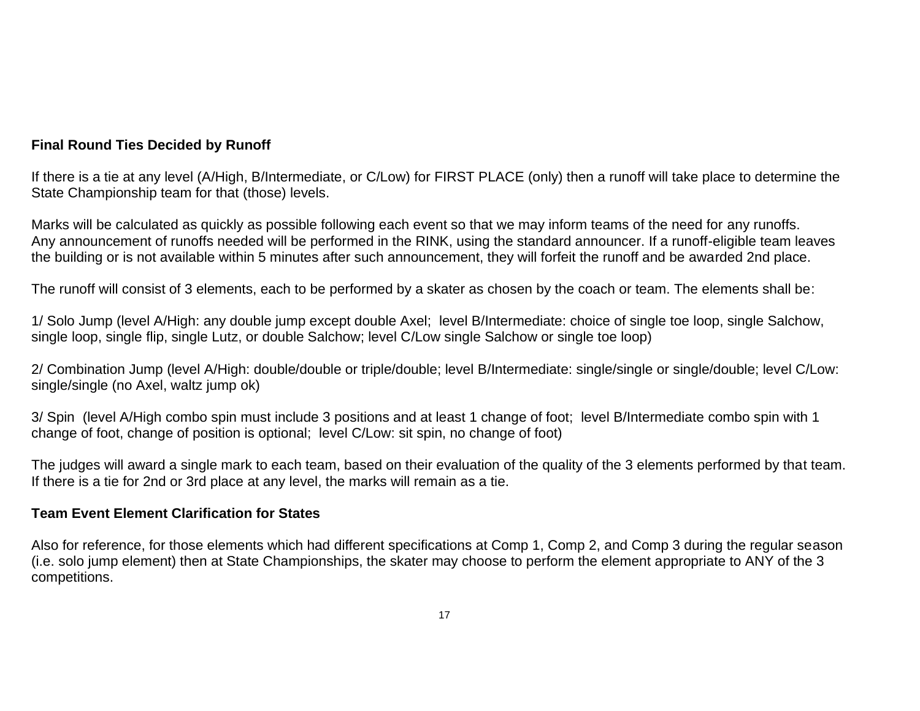**Final Round Ties Decided by Runoff**

If there is a tie at any level (A/High, B/Intermediate, or C/Low) for FIRST PLACE (only) then a runoff will take place to determine the State Championship team for that (those) levels.

Marks will be calculated as quickly as possible following each event so that we may inform teams of the need for any runoffs. Any announcement of runoffs needed will be performed in the RINK, using the standard announcer. If a runoff-eligible team leaves the building or is not available within 5 minutes after such announcement, they will forfeit the runoff and be awarded 2nd place.

The runoff will consist of 3 elements, each to be performed by a skater as chosen by the coach or team. The elements shall be:

1/ Solo Jump (level A/High: any double jump except double Axel; level B/Intermediate: choice of single toe loop, single Salchow, single loop, single flip, single Lutz, or double Salchow; level C/Low single Salchow or single toe loop)

2/ Combination Jump (level A/High: double/double or triple/double; level B/Intermediate: single/single or single/double; level C/Low: single/single (no Axel, waltz jump ok)

3/ Spin (level A/High combo spin must include 3 positions and at least 1 change of foot; level B/Intermediate combo spin with 1 change of foot, change of position is optional; level C/Low: sit spin, no change of foot)

The judges will award a single mark to each team, based on their evaluation of the quality of the 3 elements performed by that team. If there is a tie for 2nd or 3rd place at any level, the marks will remain as a tie.

**Team Event Element Clarification for States**

Also for reference, for those elements which had different specifications at Comp 1, Comp 2, and Comp 3 during the regular season (i.e. solo jump element) then at State Championships, the skater may choose to perform the element appropriate to ANY of the 3 competitions.